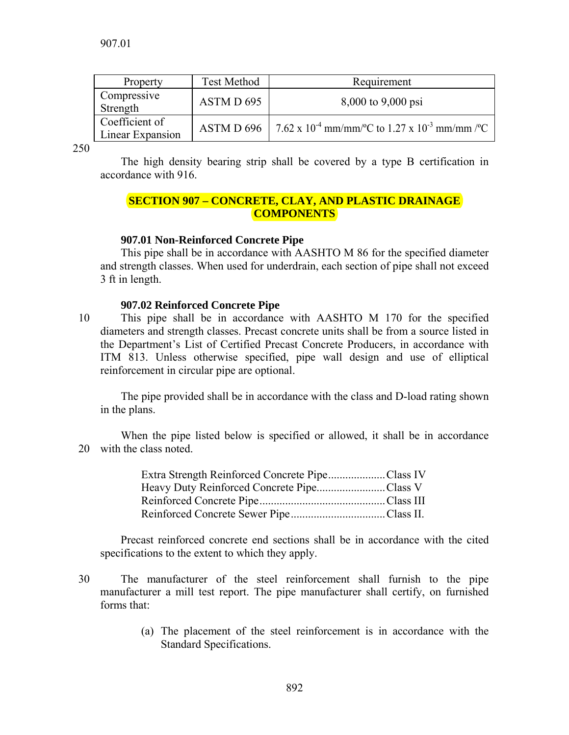| Property | Test Method | Requirement |
| --- | --- | --- |
| Compressive Strength | ASTM D 695 | 8,000 to 9,000 psi |
| Coefficient of Linear Expansion | ASTM D 696 | $7.62 \times 10^{-4}$ mm/mm/ºC to $1.27 \times 10^{-3}$ mm/mm /ºC |

The high density bearing strip shall be covered by a type B certification in accordance with 916.

## SECTION 907 – CONCRETE, CLAY, AND PLASTIC DRAINAGE COMPONENTS

### 907.01 Non-Reinforced Concrete Pipe

This pipe shall be in accordance with AASHTO M 86 for the specified diameter and strength classes. When used for underdrain, each section of pipe shall not exceed 3 ft in length.

### 907.02 Reinforced Concrete Pipe

This pipe shall be in accordance with AASHTO M 170 for the specified diameters and strength classes. Precast concrete units shall be from a source listed in the Department's List of Certified Precast Concrete Producers, in accordance with ITM 813. Unless otherwise specified, pipe wall design and use of elliptical reinforcement in circular pipe are optional.

The pipe provided shall be in accordance with the class and D-load rating shown in the plans.

When the pipe listed below is specified or allowed, it shall be in accordance with the class noted.

Extra Strength Reinforced Concrete Pipe.................... Class IV
Heavy Duty Reinforced Concrete Pipe........................ Class V
Reinforced Concrete Pipe............................................ Class III
Reinforced Concrete Sewer Pipe................................. Class II.

Precast reinforced concrete end sections shall be in accordance with the cited specifications to the extent to which they apply.

The manufacturer of the steel reinforcement shall furnish to the pipe manufacturer a mill test report. The pipe manufacturer shall certify, on furnished forms that:

(a) The placement of the steel reinforcement is in accordance with the Standard Specifications.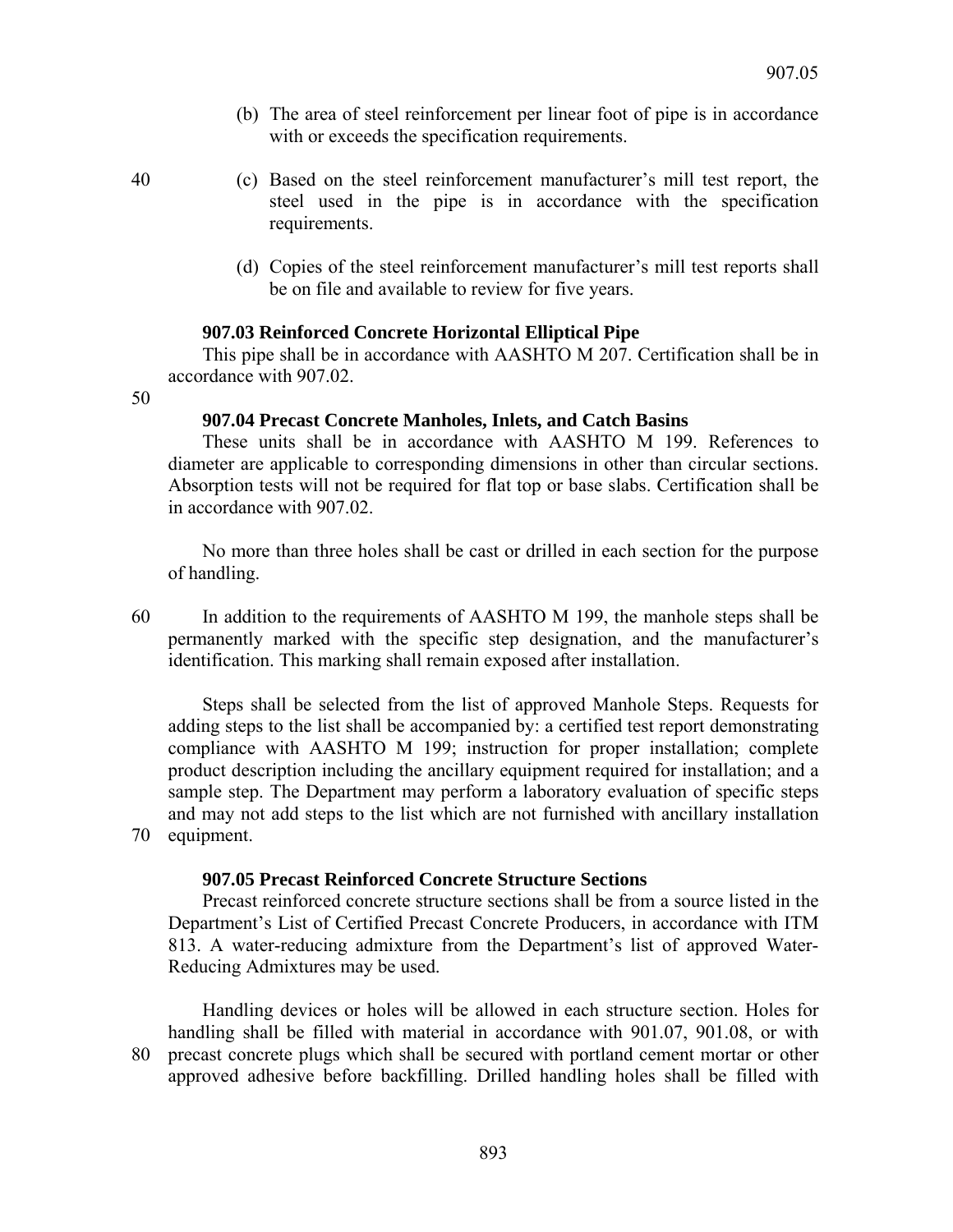(b) The area of steel reinforcement per linear foot of pipe is in accordance with or exceeds the specification requirements.

(c) Based on the steel reinforcement manufacturer's mill test report, the steel used in the pipe is in accordance with the specification requirements.

(d) Copies of the steel reinforcement manufacturer's mill test reports shall be on file and available to review for five years.

**907.03 Reinforced Concrete Horizontal Elliptical Pipe**

This pipe shall be in accordance with AASHTO M 207. Certification shall be in accordance with 907.02.

**907.04 Precast Concrete Manholes, Inlets, and Catch Basins**

These units shall be in accordance with AASHTO M 199. References to diameter are applicable to corresponding dimensions in other than circular sections. Absorption tests will not be required for flat top or base slabs. Certification shall be in accordance with 907.02.

No more than three holes shall be cast or drilled in each section for the purpose of handling.

In addition to the requirements of AASHTO M 199, the manhole steps shall be permanently marked with the specific step designation, and the manufacturer's identification. This marking shall remain exposed after installation.

Steps shall be selected from the list of approved Manhole Steps. Requests for adding steps to the list shall be accompanied by: a certified test report demonstrating compliance with AASHTO M 199; instruction for proper installation; complete product description including the ancillary equipment required for installation; and a sample step. The Department may perform a laboratory evaluation of specific steps and may not add steps to the list which are not furnished with ancillary installation equipment.

**907.05 Precast Reinforced Concrete Structure Sections**

Precast reinforced concrete structure sections shall be from a source listed in the Department's List of Certified Precast Concrete Producers, in accordance with ITM 813. A water-reducing admixture from the Department's list of approved Water-Reducing Admixtures may be used.

Handling devices or holes will be allowed in each structure section. Holes for handling shall be filled with material in accordance with 901.07, 901.08, or with precast concrete plugs which shall be secured with portland cement mortar or other approved adhesive before backfilling. Drilled handling holes shall be filled with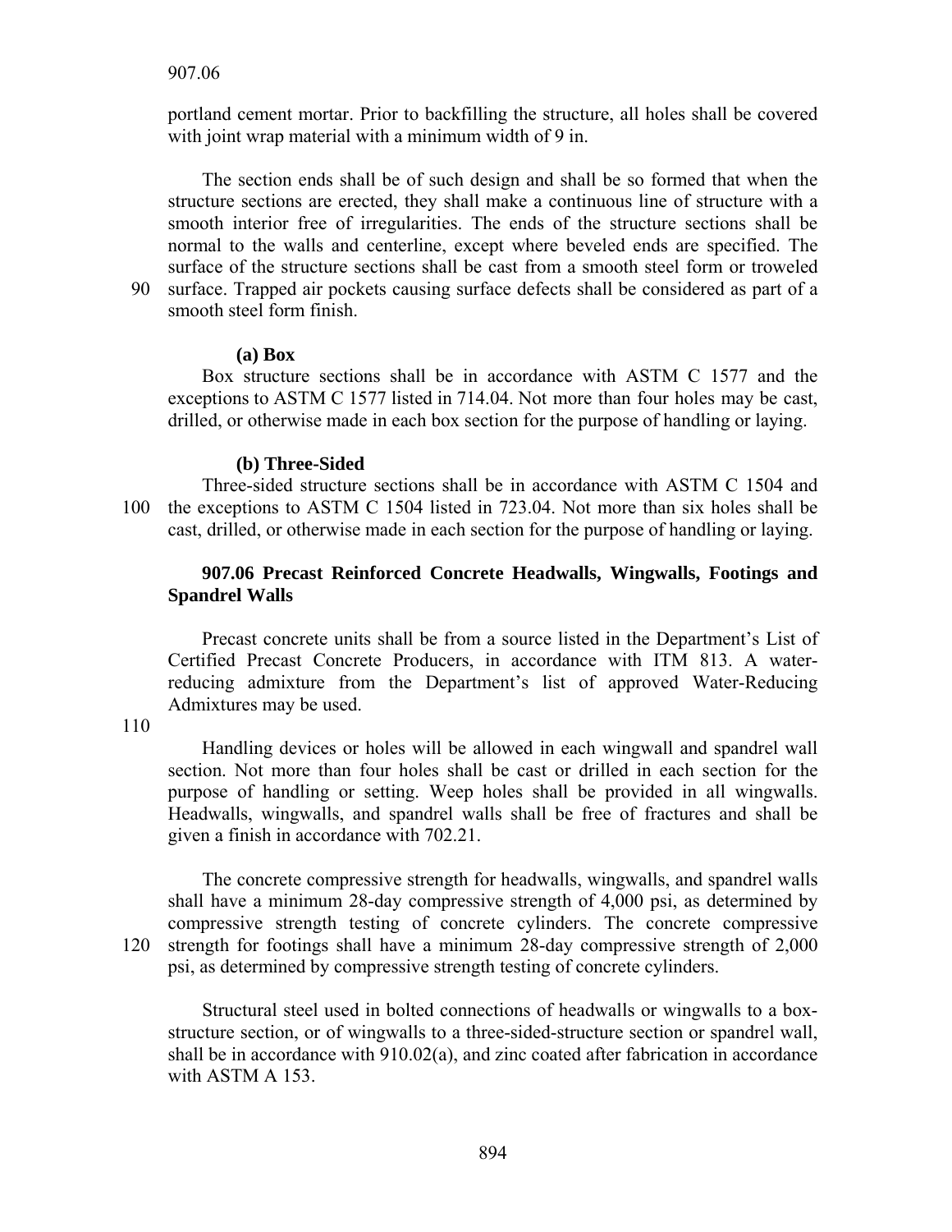portland cement mortar. Prior to backfilling the structure, all holes shall be covered with joint wrap material with a minimum width of 9 in.

The section ends shall be of such design and shall be so formed that when the structure sections are erected, they shall make a continuous line of structure with a smooth interior free of irregularities. The ends of the structure sections shall be normal to the walls and centerline, except where beveled ends are specified. The surface of the structure sections shall be cast from a smooth steel form or troweled surface. Trapped air pockets causing surface defects shall be considered as part of a smooth steel form finish.

**(a) Box**

Box structure sections shall be in accordance with ASTM C 1577 and the exceptions to ASTM C 1577 listed in 714.04. Not more than four holes may be cast, drilled, or otherwise made in each box section for the purpose of handling or laying.

**(b) Three-Sided**

Three-sided structure sections shall be in accordance with ASTM C 1504 and the exceptions to ASTM C 1504 listed in 723.04. Not more than six holes shall be cast, drilled, or otherwise made in each section for the purpose of handling or laying.

## 907.06 Precast Reinforced Concrete Headwalls, Wingwalls, Footings and Spandrel Walls

Precast concrete units shall be from a source listed in the Department's List of Certified Precast Concrete Producers, in accordance with ITM 813. A water-reducing admixture from the Department's list of approved Water-Reducing Admixtures may be used.

Handling devices or holes will be allowed in each wingwall and spandrel wall section. Not more than four holes shall be cast or drilled in each section for the purpose of handling or setting. Weep holes shall be provided in all wingwalls. Headwalls, wingwalls, and spandrel walls shall be free of fractures and shall be given a finish in accordance with 702.21.

The concrete compressive strength for headwalls, wingwalls, and spandrel walls shall have a minimum 28-day compressive strength of 4,000 psi, as determined by compressive strength testing of concrete cylinders. The concrete compressive strength for footings shall have a minimum 28-day compressive strength of 2,000 psi, as determined by compressive strength testing of concrete cylinders.

Structural steel used in bolted connections of headwalls or wingwalls to a box-structure section, or of wingwalls to a three-sided-structure section or spandrel wall, shall be in accordance with 910.02(a), and zinc coated after fabrication in accordance with ASTM A 153.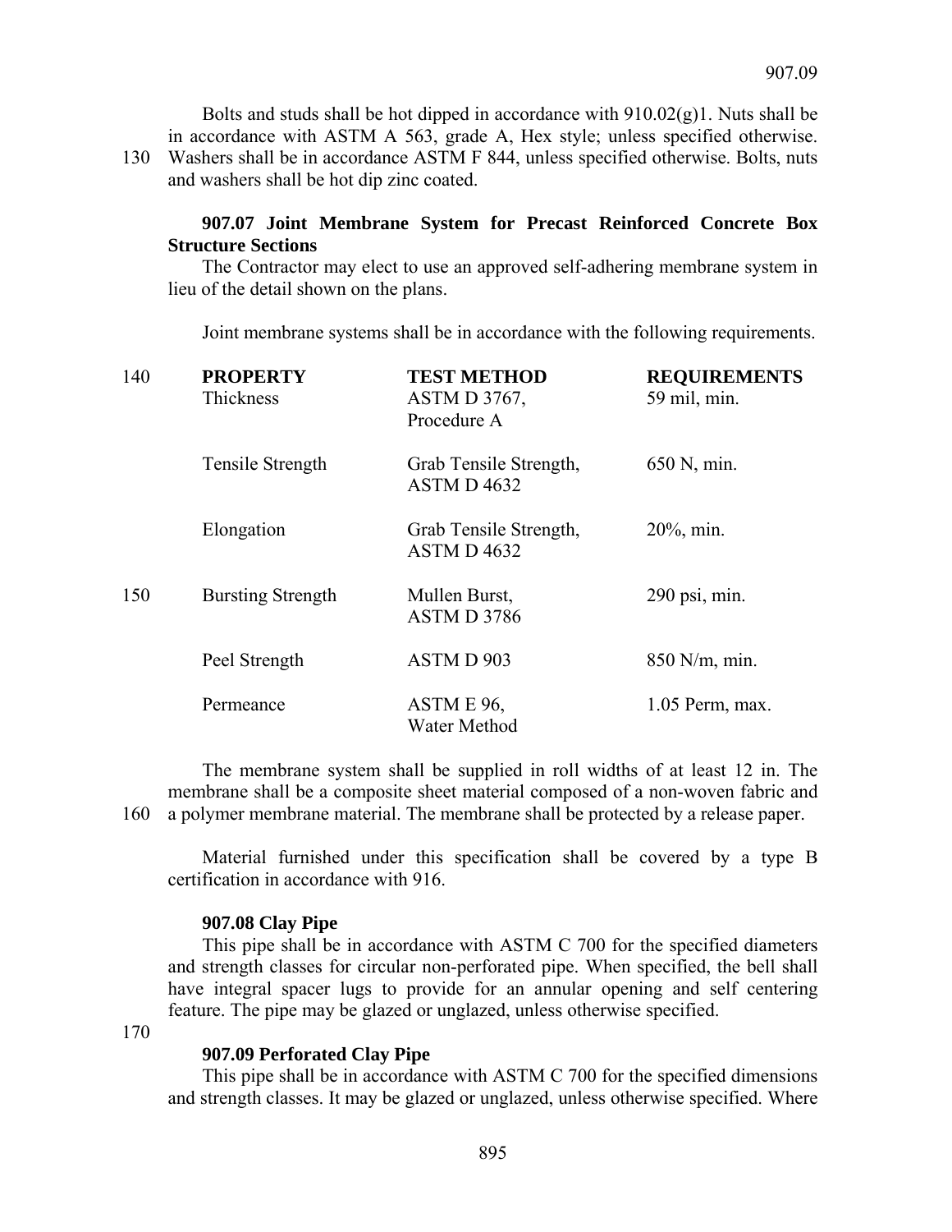Bolts and studs shall be hot dipped in accordance with 910.02(g)1. Nuts shall be in accordance with ASTM A 563, grade A, Hex style; unless specified otherwise. Washers shall be in accordance ASTM F 844, unless specified otherwise. Bolts, nuts and washers shall be hot dip zinc coated.

### 907.07 Joint Membrane System for Precast Reinforced Concrete Box Structure Sections

The Contractor may elect to use an approved self-adhering membrane system in lieu of the detail shown on the plans.

Joint membrane systems shall be in accordance with the following requirements.

| PROPERTY | TEST METHOD | REQUIREMENTS |
|---|---|---|
| Thickness | ASTM D 3767, Procedure A | 59 mil, min. |
| Tensile Strength | Grab Tensile Strength, ASTM D 4632 | 650 N, min. |
| Elongation | Grab Tensile Strength, ASTM D 4632 | 20%, min. |
| Bursting Strength | Mullen Burst, ASTM D 3786 | 290 psi, min. |
| Peel Strength | ASTM D 903 | 850 N/m, min. |
| Permeance | ASTM E 96, Water Method | 1.05 Perm, max. |

The membrane system shall be supplied in roll widths of at least 12 in. The membrane shall be a composite sheet material composed of a non-woven fabric and a polymer membrane material. The membrane shall be protected by a release paper.

Material furnished under this specification shall be covered by a type B certification in accordance with 916.

### 907.08 Clay Pipe

This pipe shall be in accordance with ASTM C 700 for the specified diameters and strength classes for circular non-perforated pipe. When specified, the bell shall have integral spacer lugs to provide for an annular opening and self centering feature. The pipe may be glazed or unglazed, unless otherwise specified.

### 907.09 Perforated Clay Pipe

This pipe shall be in accordance with ASTM C 700 for the specified dimensions and strength classes. It may be glazed or unglazed, unless otherwise specified. Where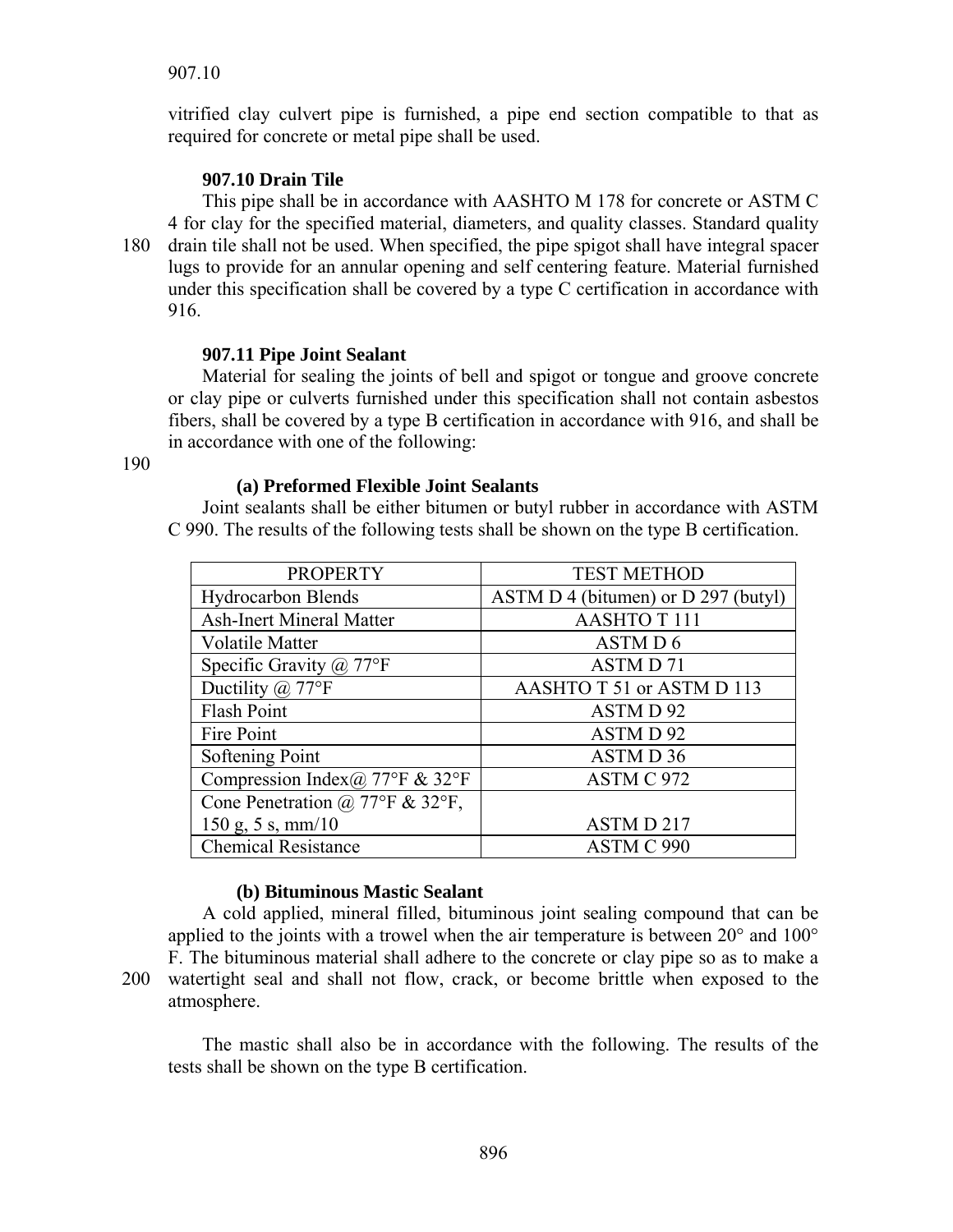vitrified clay culvert pipe is furnished, a pipe end section compatible to that as required for concrete or metal pipe shall be used.

### 907.10 Drain Tile

This pipe shall be in accordance with AASHTO M 178 for concrete or ASTM C 4 for clay for the specified material, diameters, and quality classes. Standard quality drain tile shall not be used. When specified, the pipe spigot shall have integral spacer lugs to provide for an annular opening and self centering feature. Material furnished under this specification shall be covered by a type C certification in accordance with 916.

### 907.11 Pipe Joint Sealant

Material for sealing the joints of bell and spigot or tongue and groove concrete or clay pipe or culverts furnished under this specification shall not contain asbestos fibers, shall be covered by a type B certification in accordance with 916, and shall be in accordance with one of the following:

#### (a) Preformed Flexible Joint Sealants

Joint sealants shall be either bitumen or butyl rubber in accordance with ASTM C 990. The results of the following tests shall be shown on the type B certification.

| PROPERTY | TEST METHOD |
|---|---|
| Hydrocarbon Blends | ASTM D 4 (bitumen) or D 297 (butyl) |
| Ash-Inert Mineral Matter | AASHTO T 111 |
| Volatile Matter | ASTM D 6 |
| Specific Gravity @ 77°F | ASTM D 71 |
| Ductility @ 77°F | AASHTO T 51 or ASTM D 113 |
| Flash Point | ASTM D 92 |
| Fire Point | ASTM D 92 |
| Softening Point | ASTM D 36 |
| Compression Index@ 77°F & 32°F | ASTM C 972 |
| Cone Penetration @ 77°F & 32°F, 150 g, 5 s, mm/10 | ASTM D 217 |
| Chemical Resistance | ASTM C 990 |

#### (b) Bituminous Mastic Sealant

A cold applied, mineral filled, bituminous joint sealing compound that can be applied to the joints with a trowel when the air temperature is between 20° and 100° F. The bituminous material shall adhere to the concrete or clay pipe so as to make a watertight seal and shall not flow, crack, or become brittle when exposed to the atmosphere.

The mastic shall also be in accordance with the following. The results of the tests shall be shown on the type B certification.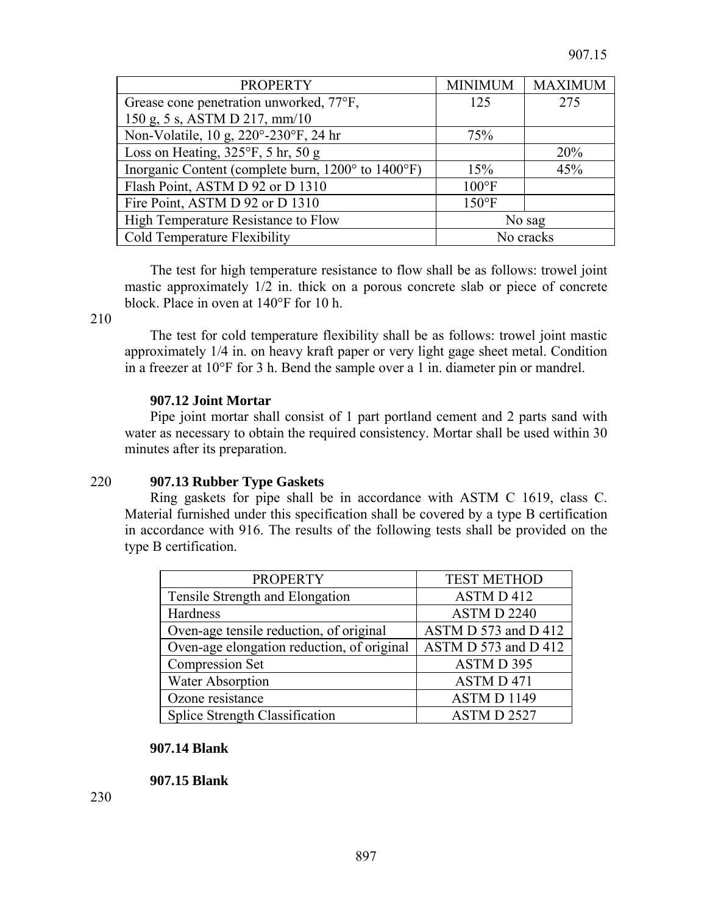| PROPERTY | MINIMUM | MAXIMUM |
|---|---|---|
| Grease cone penetration unworked, 77°F, 150 g, 5 s, ASTM D 217, mm/10 | 125 | 275 |
| Non-Volatile, 10 g, 220°-230°F, 24 hr | 75% | |
| Loss on Heating, 325°F, 5 hr, 50 g | | 20% |
| Inorganic Content (complete burn, 1200° to 1400°F) | 15% | 45% |
| Flash Point, ASTM D 92 or D 1310 | 100°F | |
| Fire Point, ASTM D 92 or D 1310 | 150°F | |
| High Temperature Resistance to Flow | No sag | |
| Cold Temperature Flexibility | No cracks | |

The test for high temperature resistance to flow shall be as follows: trowel joint mastic approximately 1/2 in. thick on a porous concrete slab or piece of concrete block. Place in oven at 140°F for 10 h.

The test for cold temperature flexibility shall be as follows: trowel joint mastic approximately 1/4 in. on heavy kraft paper or very light gage sheet metal. Condition in a freezer at 10°F for 3 h. Bend the sample over a 1 in. diameter pin or mandrel.

**907.12 Joint Mortar**

Pipe joint mortar shall consist of 1 part portland cement and 2 parts sand with water as necessary to obtain the required consistency. Mortar shall be used within 30 minutes after its preparation.

**907.13 Rubber Type Gaskets**

Ring gaskets for pipe shall be in accordance with ASTM C 1619, class C. Material furnished under this specification shall be covered by a type B certification in accordance with 916. The results of the following tests shall be provided on the type B certification.

| PROPERTY | TEST METHOD |
|---|---|
| Tensile Strength and Elongation | ASTM D 412 |
| Hardness | ASTM D 2240 |
| Oven-age tensile reduction, of original | ASTM D 573 and D 412 |
| Oven-age elongation reduction, of original | ASTM D 573 and D 412 |
| Compression Set | ASTM D 395 |
| Water Absorption | ASTM D 471 |
| Ozone resistance | ASTM D 1149 |
| Splice Strength Classification | ASTM D 2527 |

**907.14 Blank**

**907.15 Blank**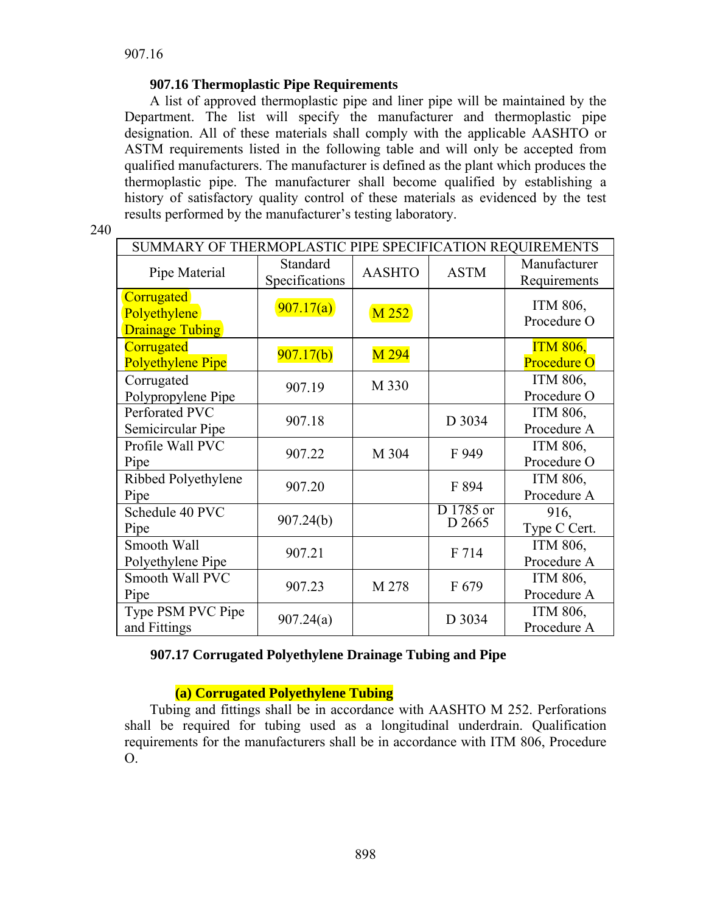## 907.16 Thermoplastic Pipe Requirements

A list of approved thermoplastic pipe and liner pipe will be maintained by the Department. The list will specify the manufacturer and thermoplastic pipe designation. All of these materials shall comply with the applicable AASHTO or ASTM requirements listed in the following table and will only be accepted from qualified manufacturers. The manufacturer is defined as the plant which produces the thermoplastic pipe. The manufacturer shall become qualified by establishing a history of satisfactory quality control of these materials as evidenced by the test results performed by the manufacturer's testing laboratory.

| SUMMARY OF THERMOPLASTIC PIPE SPECIFICATION REQUIREMENTS | | | | |
|---|---|---|---|---|
| Pipe Material | Standard Specifications | AASHTO | ASTM | Manufacturer Requirements |
| Corrugated Polyethylene Drainage Tubing | 907.17(a) | M 252 | | ITM 806, Procedure O |
| Corrugated Polyethylene Pipe | 907.17(b) | M 294 | | ITM 806, Procedure O |
| Corrugated Polypropylene Pipe | 907.19 | M 330 | | ITM 806, Procedure O |
| Perforated PVC Semicircular Pipe | 907.18 | | D 3034 | ITM 806, Procedure A |
| Profile Wall PVC Pipe | 907.22 | M 304 | F 949 | ITM 806, Procedure O |
| Ribbed Polyethylene Pipe | 907.20 | | F 894 | ITM 806, Procedure A |
| Schedule 40 PVC Pipe | 907.24(b) | | D 1785 or D 2665 | 916, Type C Cert. |
| Smooth Wall Polyethylene Pipe | 907.21 | | F 714 | ITM 806, Procedure A |
| Smooth Wall PVC Pipe | 907.23 | M 278 | F 679 | ITM 806, Procedure A |
| Type PSM PVC Pipe and Fittings | 907.24(a) | | D 3034 | ITM 806, Procedure A |

## 907.17 Corrugated Polyethylene Drainage Tubing and Pipe

### (a) Corrugated Polyethylene Tubing

Tubing and fittings shall be in accordance with AASHTO M 252. Perforations shall be required for tubing used as a longitudinal underdrain. Qualification requirements for the manufacturers shall be in accordance with ITM 806, Procedure O.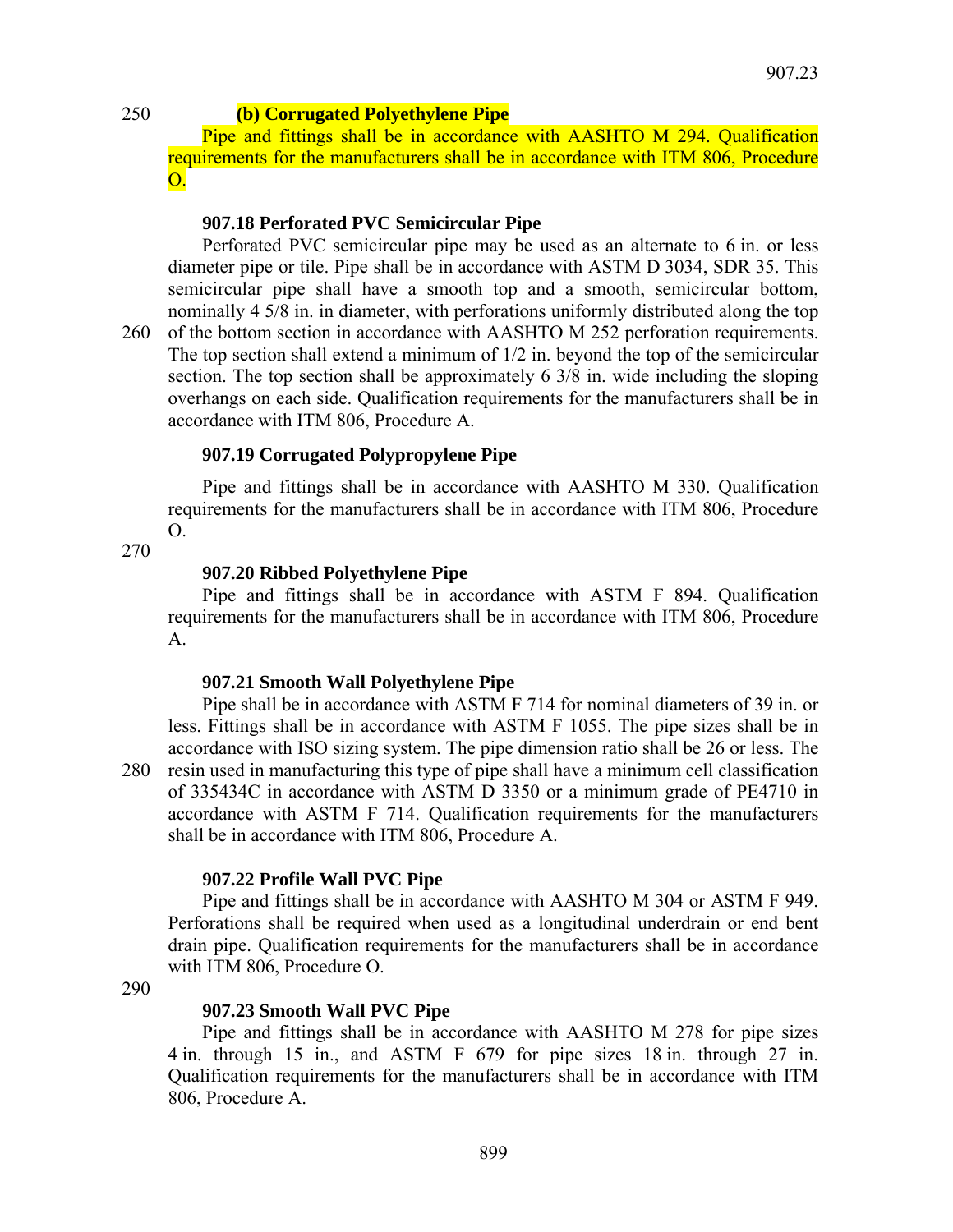**(b) Corrugated Polyethylene Pipe**

Pipe and fittings shall be in accordance with AASHTO M 294. Qualification requirements for the manufacturers shall be in accordance with ITM 806, Procedure O.

**907.18 Perforated PVC Semicircular Pipe**

Perforated PVC semicircular pipe may be used as an alternate to 6 in. or less diameter pipe or tile. Pipe shall be in accordance with ASTM D 3034, SDR 35. This semicircular pipe shall have a smooth top and a smooth, semicircular bottom, nominally 4 5/8 in. in diameter, with perforations uniformly distributed along the top of the bottom section in accordance with AASHTO M 252 perforation requirements. The top section shall extend a minimum of 1/2 in. beyond the top of the semicircular section. The top section shall be approximately 6 3/8 in. wide including the sloping overhangs on each side. Qualification requirements for the manufacturers shall be in accordance with ITM 806, Procedure A.

**907.19 Corrugated Polypropylene Pipe**

Pipe and fittings shall be in accordance with AASHTO M 330. Qualification requirements for the manufacturers shall be in accordance with ITM 806, Procedure O.

**907.20 Ribbed Polyethylene Pipe**

Pipe and fittings shall be in accordance with ASTM F 894. Qualification requirements for the manufacturers shall be in accordance with ITM 806, Procedure A.

**907.21 Smooth Wall Polyethylene Pipe**

Pipe shall be in accordance with ASTM F 714 for nominal diameters of 39 in. or less. Fittings shall be in accordance with ASTM F 1055. The pipe sizes shall be in accordance with ISO sizing system. The pipe dimension ratio shall be 26 or less. The resin used in manufacturing this type of pipe shall have a minimum cell classification of 335434C in accordance with ASTM D 3350 or a minimum grade of PE4710 in accordance with ASTM F 714. Qualification requirements for the manufacturers shall be in accordance with ITM 806, Procedure A.

**907.22 Profile Wall PVC Pipe**

Pipe and fittings shall be in accordance with AASHTO M 304 or ASTM F 949. Perforations shall be required when used as a longitudinal underdrain or end bent drain pipe. Qualification requirements for the manufacturers shall be in accordance with ITM 806, Procedure O.

**907.23 Smooth Wall PVC Pipe**

Pipe and fittings shall be in accordance with AASHTO M 278 for pipe sizes 4 in. through 15 in., and ASTM F 679 for pipe sizes 18 in. through 27 in. Qualification requirements for the manufacturers shall be in accordance with ITM 806, Procedure A.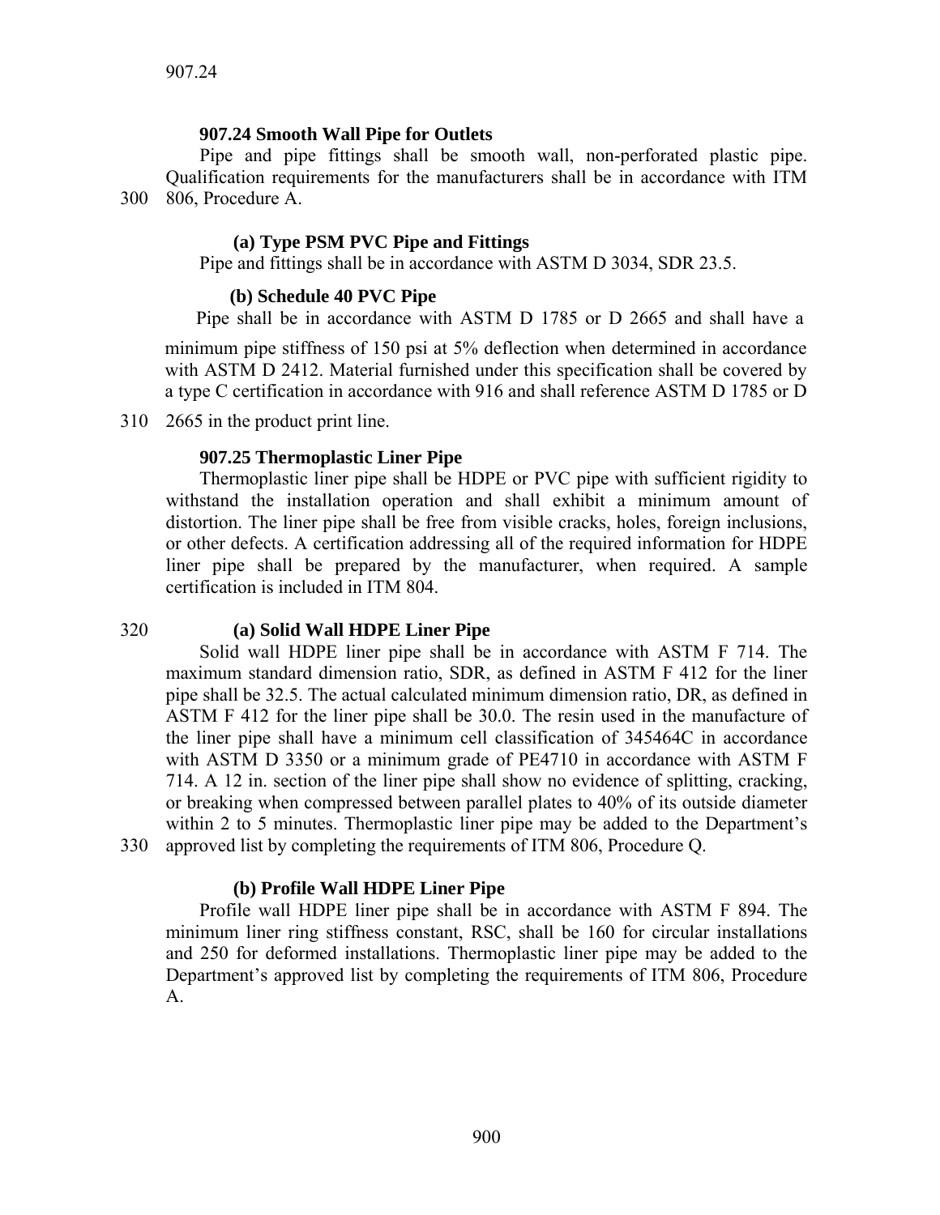### 907.24 Smooth Wall Pipe for Outlets

Pipe and pipe fittings shall be smooth wall, non-perforated plastic pipe. Qualification requirements for the manufacturers shall be in accordance with ITM 806, Procedure A.

#### (a) Type PSM PVC Pipe and Fittings

Pipe and fittings shall be in accordance with ASTM D 3034, SDR 23.5.

#### (b) Schedule 40 PVC Pipe

Pipe shall be in accordance with ASTM D 1785 or D 2665 and shall have a minimum pipe stiffness of 150 psi at 5% deflection when determined in accordance with ASTM D 2412. Material furnished under this specification shall be covered by a type C certification in accordance with 916 and shall reference ASTM D 1785 or D 2665 in the product print line.

### 907.25 Thermoplastic Liner Pipe

Thermoplastic liner pipe shall be HDPE or PVC pipe with sufficient rigidity to withstand the installation operation and shall exhibit a minimum amount of distortion. The liner pipe shall be free from visible cracks, holes, foreign inclusions, or other defects. A certification addressing all of the required information for HDPE liner pipe shall be prepared by the manufacturer, when required. A sample certification is included in ITM 804.

#### (a) Solid Wall HDPE Liner Pipe

Solid wall HDPE liner pipe shall be in accordance with ASTM F 714. The maximum standard dimension ratio, SDR, as defined in ASTM F 412 for the liner pipe shall be 32.5. The actual calculated minimum dimension ratio, DR, as defined in ASTM F 412 for the liner pipe shall be 30.0. The resin used in the manufacture of the liner pipe shall have a minimum cell classification of 345464C in accordance with ASTM D 3350 or a minimum grade of PE4710 in accordance with ASTM F 714. A 12 in. section of the liner pipe shall show no evidence of splitting, cracking, or breaking when compressed between parallel plates to 40% of its outside diameter within 2 to 5 minutes. Thermoplastic liner pipe may be added to the Department's approved list by completing the requirements of ITM 806, Procedure Q.

#### (b) Profile Wall HDPE Liner Pipe

Profile wall HDPE liner pipe shall be in accordance with ASTM F 894. The minimum liner ring stiffness constant, RSC, shall be 160 for circular installations and 250 for deformed installations. Thermoplastic liner pipe may be added to the Department's approved list by completing the requirements of ITM 806, Procedure A.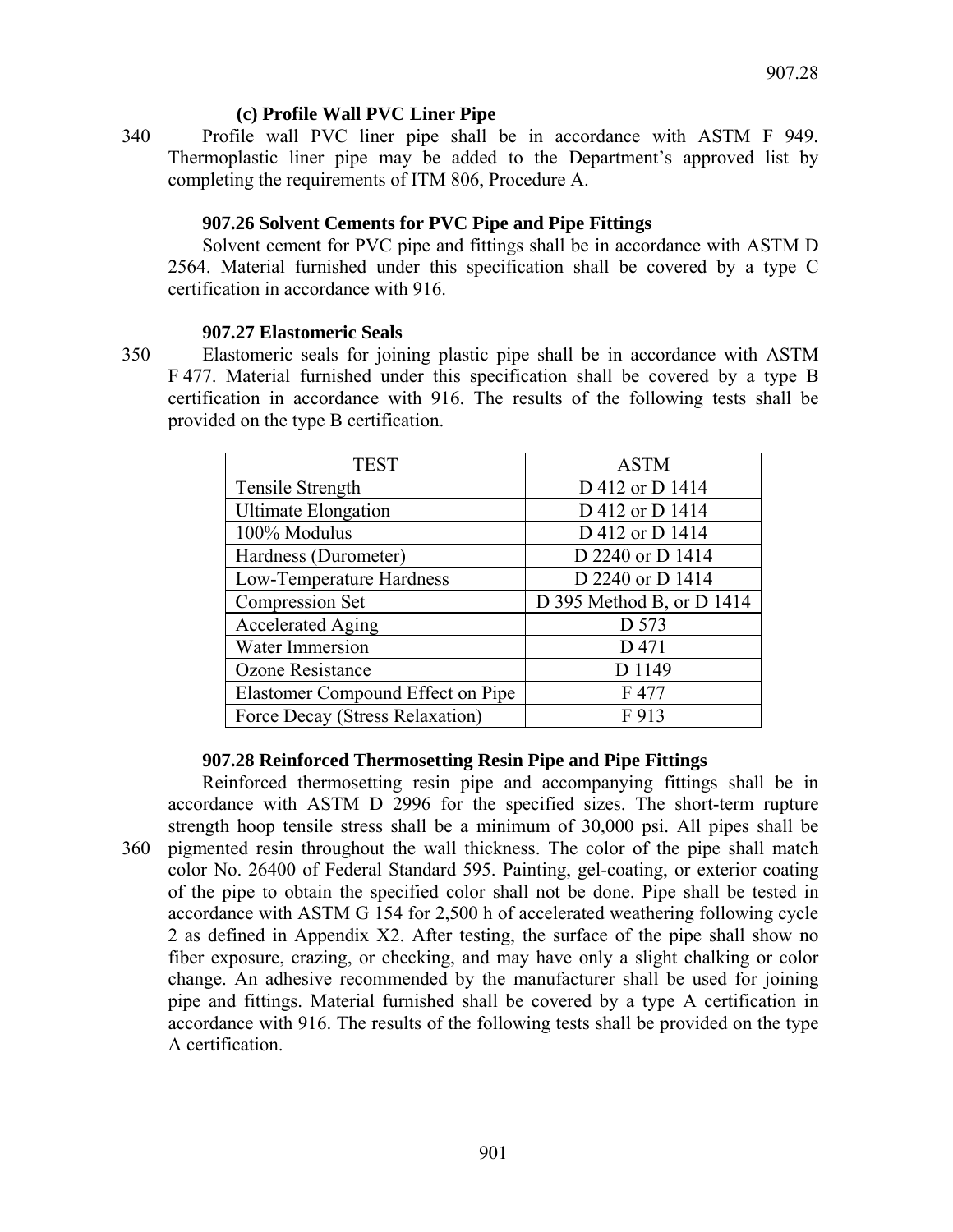**(c) Profile Wall PVC Liner Pipe**

Profile wall PVC liner pipe shall be in accordance with ASTM F 949. Thermoplastic liner pipe may be added to the Department's approved list by completing the requirements of ITM 806, Procedure A.

### 907.26 Solvent Cements for PVC Pipe and Pipe Fittings

Solvent cement for PVC pipe and fittings shall be in accordance with ASTM D 2564. Material furnished under this specification shall be covered by a type C certification in accordance with 916.

### 907.27 Elastomeric Seals

Elastomeric seals for joining plastic pipe shall be in accordance with ASTM F 477. Material furnished under this specification shall be covered by a type B certification in accordance with 916. The results of the following tests shall be provided on the type B certification.

| TEST | ASTM |
|---|---|
| Tensile Strength | D 412 or D 1414 |
| Ultimate Elongation | D 412 or D 1414 |
| 100% Modulus | D 412 or D 1414 |
| Hardness (Durometer) | D 2240 or D 1414 |
| Low-Temperature Hardness | D 2240 or D 1414 |
| Compression Set | D 395 Method B, or D 1414 |
| Accelerated Aging | D 573 |
| Water Immersion | D 471 |
| Ozone Resistance | D 1149 |
| Elastomer Compound Effect on Pipe | F 477 |
| Force Decay (Stress Relaxation) | F 913 |

### 907.28 Reinforced Thermosetting Resin Pipe and Pipe Fittings

Reinforced thermosetting resin pipe and accompanying fittings shall be in accordance with ASTM D 2996 for the specified sizes. The short-term rupture strength hoop tensile stress shall be a minimum of 30,000 psi. All pipes shall be pigmented resin throughout the wall thickness. The color of the pipe shall match color No. 26400 of Federal Standard 595. Painting, gel-coating, or exterior coating of the pipe to obtain the specified color shall not be done. Pipe shall be tested in accordance with ASTM G 154 for 2,500 h of accelerated weathering following cycle 2 as defined in Appendix X2. After testing, the surface of the pipe shall show no fiber exposure, crazing, or checking, and may have only a slight chalking or color change. An adhesive recommended by the manufacturer shall be used for joining pipe and fittings. Material furnished shall be covered by a type A certification in accordance with 916. The results of the following tests shall be provided on the type A certification.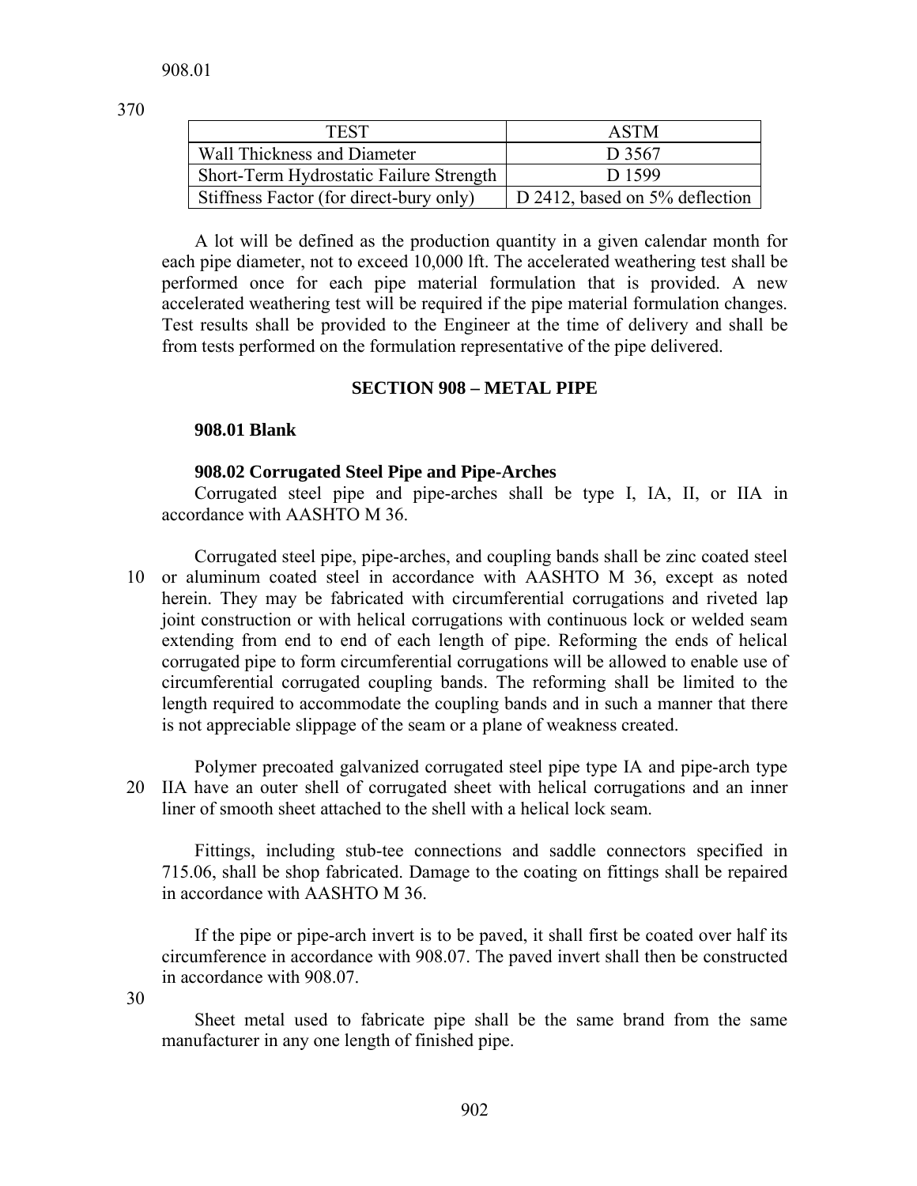| TEST | ASTM |
| --- | --- |
| Wall Thickness and Diameter | D 3567 |
| Short-Term Hydrostatic Failure Strength | D 1599 |
| Stiffness Factor (for direct-bury only) | D 2412, based on 5% deflection |

A lot will be defined as the production quantity in a given calendar month for each pipe diameter, not to exceed 10,000 lft. The accelerated weathering test shall be performed once for each pipe material formulation that is provided. A new accelerated weathering test will be required if the pipe material formulation changes. Test results shall be provided to the Engineer at the time of delivery and shall be from tests performed on the formulation representative of the pipe delivered.

## SECTION 908 – METAL PIPE

### 908.01 Blank

### 908.02 Corrugated Steel Pipe and Pipe-Arches

Corrugated steel pipe and pipe-arches shall be type I, IA, II, or IIA in accordance with AASHTO M 36.

Corrugated steel pipe, pipe-arches, and coupling bands shall be zinc coated steel or aluminum coated steel in accordance with AASHTO M 36, except as noted herein. They may be fabricated with circumferential corrugations and riveted lap joint construction or with helical corrugations with continuous lock or welded seam extending from end to end of each length of pipe. Reforming the ends of helical corrugated pipe to form circumferential corrugations will be allowed to enable use of circumferential corrugated coupling bands. The reforming shall be limited to the length required to accommodate the coupling bands and in such a manner that there is not appreciable slippage of the seam or a plane of weakness created.

Polymer precoated galvanized corrugated steel pipe type IA and pipe-arch type IIA have an outer shell of corrugated sheet with helical corrugations and an inner liner of smooth sheet attached to the shell with a helical lock seam.

Fittings, including stub-tee connections and saddle connectors specified in 715.06, shall be shop fabricated. Damage to the coating on fittings shall be repaired in accordance with AASHTO M 36.

If the pipe or pipe-arch invert is to be paved, it shall first be coated over half its circumference in accordance with 908.07. The paved invert shall then be constructed in accordance with 908.07.

Sheet metal used to fabricate pipe shall be the same brand from the same manufacturer in any one length of finished pipe.